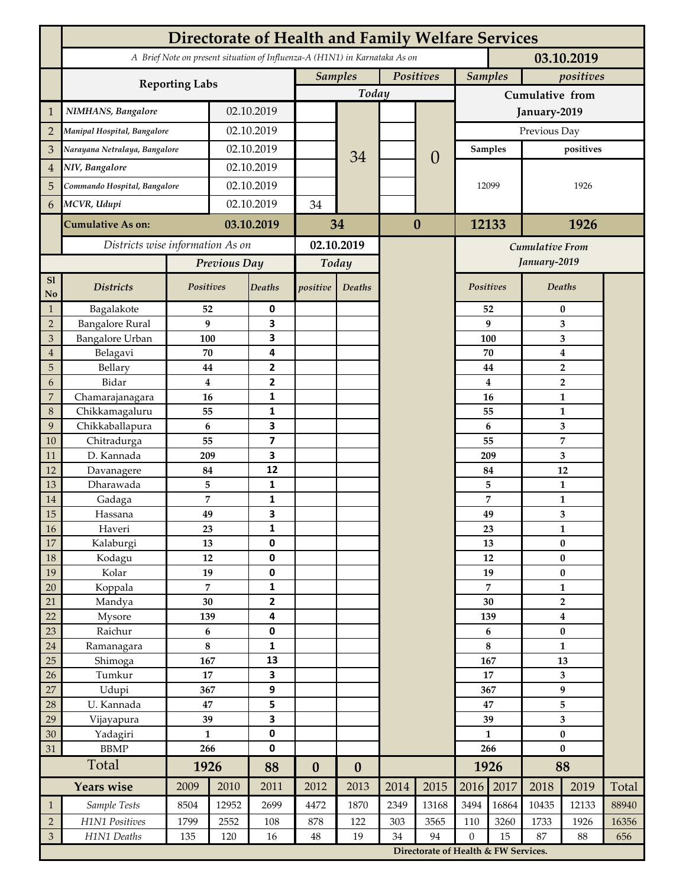# Directorate of Health and Family Welfare Services

*A Brief Note on present situation of Influenza-A (H1N1) in Karnataka As on* **03.10.2019**

| | Reporting Labs | | Samples Today | Positives Today | Samples (Cumulative from January-2019, Previous Day) | positives (Cumulative from January-2019, Previous Day) |
|---|---|---|---|---|---|---|
| 1 | *NIMHANS, Bangalore* | 02.10.2019 | | | | |
| 2 | *Manipal Hospital, Bangalore* | 02.10.2019 | | | | |
| 3 | *Narayana Netralaya, Bangalore* | 02.10.2019 | | | | |
| 4 | *NIV, Bangalore* | 02.10.2019 | | | | |
| 5 | *Commando Hospital, Bangalore* | 02.10.2019 | | | 12099 | 1926 |
| 6 | *MCVR, Udupi* | 02.10.2019 | 34 | | | |
| | | Total | 34 | 0 | | |
| | **Cumulative As on:** | **03.10.2019** | **34** | **0** | **12133** | **1926** |

*Districts wise information As on* **02.10.2019**

| Sl No | Districts | Previous Day Positives | Previous Day Deaths | Today positive | Today Deaths | Cumulative From January-2019 Positives | Cumulative From January-2019 Deaths |
|---|---|---|---|---|---|---|---|
| 1 | Bagalakote | 52 | 0 | | | 52 | 0 |
| 2 | Bangalore Rural | 9 | 3 | | | 9 | 3 |
| 3 | Bangalore Urban | 100 | 3 | | | 100 | 3 |
| 4 | Belagavi | 70 | 4 | | | 70 | 4 |
| 5 | Bellary | 44 | 2 | | | 44 | 2 |
| 6 | Bidar | 4 | 2 | | | 4 | 2 |
| 7 | Chamarajanagara | 16 | 1 | | | 16 | 1 |
| 8 | Chikkamagaluru | 55 | 1 | | | 55 | 1 |
| 9 | Chikkaballapura | 6 | 3 | | | 6 | 3 |
| 10 | Chitradurga | 55 | 7 | | | 55 | 7 |
| 11 | D. Kannada | 209 | 3 | | | 209 | 3 |
| 12 | Davanagere | 84 | 12 | | | 84 | 12 |
| 13 | Dharawada | 5 | 1 | | | 5 | 1 |
| 14 | Gadaga | 7 | 1 | | | 7 | 1 |
| 15 | Hassana | 49 | 3 | | | 49 | 3 |
| 16 | Haveri | 23 | 1 | | | 23 | 1 |
| 17 | Kalaburgi | 13 | 0 | | | 13 | 0 |
| 18 | Kodagu | 12 | 0 | | | 12 | 0 |
| 19 | Kolar | 19 | 0 | | | 19 | 0 |
| 20 | Koppala | 7 | 1 | | | 7 | 1 |
| 21 | Mandya | 30 | 2 | | | 30 | 2 |
| 22 | Mysore | 139 | 4 | | | 139 | 4 |
| 23 | Raichur | 6 | 0 | | | 6 | 0 |
| 24 | Ramanagara | 8 | 1 | | | 8 | 1 |
| 25 | Shimoga | 167 | 13 | | | 167 | 13 |
| 26 | Tumkur | 17 | 3 | | | 17 | 3 |
| 27 | Udupi | 367 | 9 | | | 367 | 9 |
| 28 | U. Kannada | 47 | 5 | | | 47 | 5 |
| 29 | Vijayapura | 39 | 3 | | | 39 | 3 |
| 30 | Yadagiri | 1 | 0 | | | 1 | 0 |
| 31 | BBMP | 266 | 0 | | | 266 | 0 |
| | **Total** | **1926** | **88** | **0** | **0** | **1926** | **88** |

| | Years wise | 2009 | 2010 | 2011 | 2012 | 2013 | 2014 | 2015 | 2016 | 2017 | 2018 | 2019 | Total |
|---|---|---|---|---|---|---|---|---|---|---|---|---|---|
| 1 | *Sample Tests* | 8504 | 12952 | 2699 | 4472 | 1870 | 2349 | 13168 | 3494 | 16864 | 10435 | 12133 | 88940 |
| 2 | *H1N1 Positives* | 1799 | 2552 | 108 | 878 | 122 | 303 | 3565 | 110 | 3260 | 1733 | 1926 | 16356 |
| 3 | *H1N1 Deaths* | 135 | 120 | 16 | 48 | 19 | 34 | 94 | 0 | 15 | 87 | 88 | 656 |

**Directorate of Health & FW Services.**